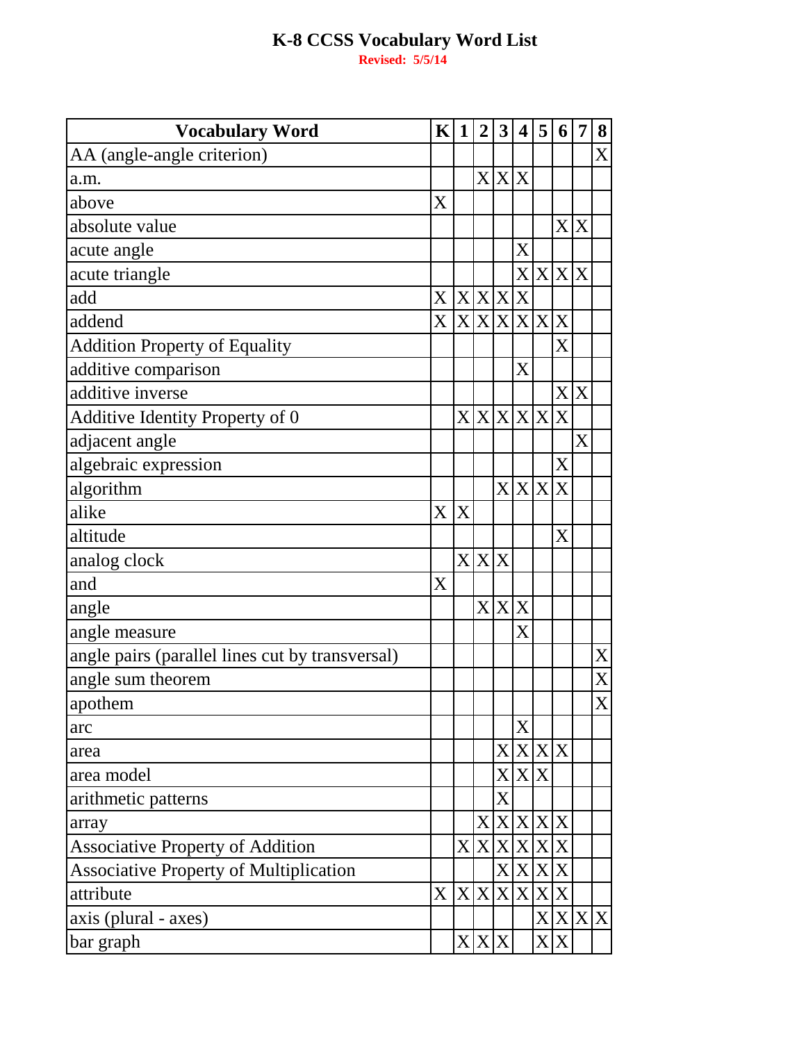# K-8 CCSS Vocabulary Word List

**Revised: 5/5/14**

| Vocabulary Word | K | 1 | 2 | 3 | 4 | 5 | 6 | 7 | 8 |
|---|---|---|---|---|---|---|---|---|---|
| AA (angle-angle criterion) | | | | | | | | | X |
| a.m. | | | X | X | X | | | | |
| above | X | | | | | | | | |
| absolute value | | | | | | | X | X | |
| acute angle | | | | | X | | | | |
| acute triangle | | | | | X | X | X | X | |
| add | X | X | X | X | X | | | | |
| addend | X | X | X | X | X | X | X | | |
| Addition Property of Equality | | | | | | | X | | |
| additive comparison | | | | | X | | | | |
| additive inverse | | | | | | | X | X | |
| Additive Identity Property of 0 | | X | X | X | X | X | X | | |
| adjacent angle | | | | | | | | X | |
| algebraic expression | | | | | | | X | | |
| algorithm | | | | X | X | X | X | | |
| alike | X | X | | | | | | | |
| altitude | | | | | | | X | | |
| analog clock | | X | X | X | | | | | |
| and | X | | | | | | | | |
| angle | | | X | X | X | | | | |
| angle measure | | | | | X | | | | |
| angle pairs (parallel lines cut by transversal) | | | | | | | | | X |
| angle sum theorem | | | | | | | | | X |
| apothem | | | | | | | | | X |
| arc | | | | | X | | | | |
| area | | | | X | X | X | X | | |
| area model | | | | X | X | X | | | |
| arithmetic patterns | | | | X | | | | | |
| array | | | X | X | X | X | X | | |
| Associative Property of Addition | | X | X | X | X | X | X | | |
| Associative Property of Multiplication | | | | X | X | X | X | | |
| attribute | X | X | X | X | X | X | X | | |
| axis (plural - axes) | | | | | | X | X | X | X |
| bar graph | | X | X | X | | X | X | | |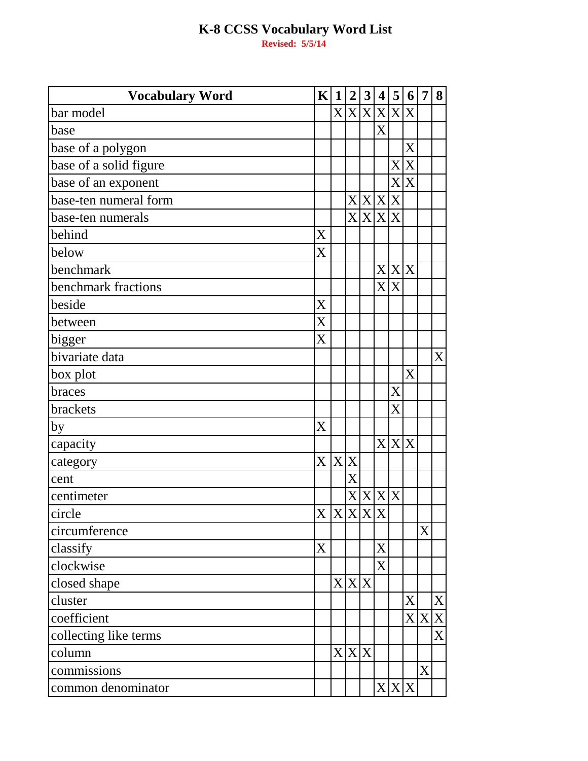# K-8 CCSS Vocabulary Word List

**Revised: 5/5/14**

| Vocabulary Word | K | 1 | 2 | 3 | 4 | 5 | 6 | 7 | 8 |
|---|---|---|---|---|---|---|---|---|---|
| bar model | | X | X | X | X | X | X | | |
| base | | | | | X | | | | |
| base of a polygon | | | | | | | X | | |
| base of a solid figure | | | | | | X | X | | |
| base of an exponent | | | | | | X | X | | |
| base-ten numeral form | | | X | X | X | X | | | |
| base-ten numerals | | | X | X | X | X | | | |
| behind | X | | | | | | | | |
| below | X | | | | | | | | |
| benchmark | | | | | X | X | X | | |
| benchmark fractions | | | | | X | X | | | |
| beside | X | | | | | | | | |
| between | X | | | | | | | | |
| bigger | X | | | | | | | | |
| bivariate data | | | | | | | | | X |
| box plot | | | | | | | X | | |
| braces | | | | | | X | | | |
| brackets | | | | | | X | | | |
| by | X | | | | | | | | |
| capacity | | | | | X | X | X | | |
| category | X | X | X | | | | | | |
| cent | | | X | | | | | | |
| centimeter | | | X | X | X | X | | | |
| circle | X | X | X | X | X | | | | |
| circumference | | | | | | | | X | |
| classify | X | | | | X | | | | |
| clockwise | | | | | X | | | | |
| closed shape | | X | X | X | | | | | |
| cluster | | | | | | | X | | X |
| coefficient | | | | | | | X | X | X |
| collecting like terms | | | | | | | | | X |
| column | | X | X | X | | | | | |
| commissions | | | | | | | | X | |
| common denominator | | | | | X | X | X | | |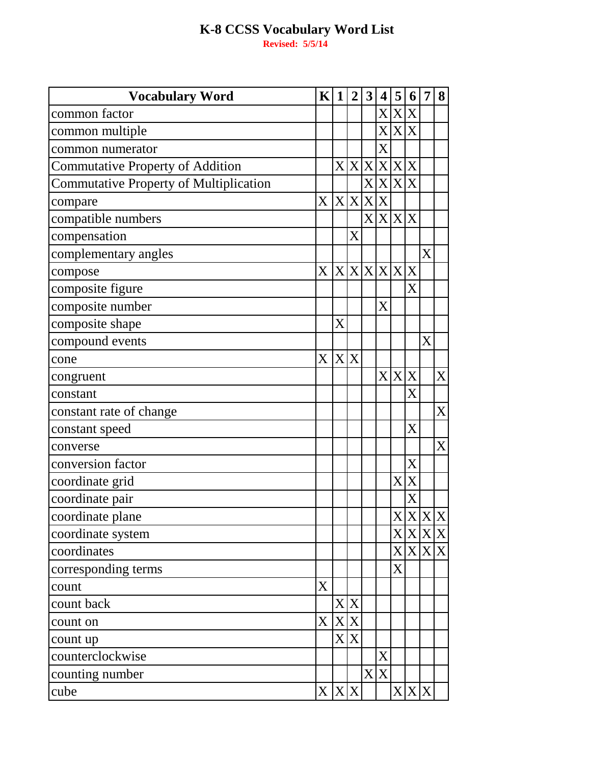# K-8 CCSS Vocabulary Word List

**Revised: 5/5/14**

| Vocabulary Word | K | 1 | 2 | 3 | 4 | 5 | 6 | 7 | 8 |
|---|---|---|---|---|---|---|---|---|---|
| common factor | | | | | X | X | X | | |
| common multiple | | | | | X | X | X | | |
| common numerator | | | | | X | | | | |
| Commutative Property of Addition | | X | X | X | X | X | X | | |
| Commutative Property of Multiplication | | | | X | X | X | X | | |
| compare | X | X | X | X | X | | | | |
| compatible numbers | | | | X | X | X | X | | |
| compensation | | | X | | | | | | |
| complementary angles | | | | | | | | X | |
| compose | X | X | X | X | X | X | X | | |
| composite figure | | | | | | | X | | |
| composite number | | | | | X | | | | |
| composite shape | | X | | | | | | | |
| compound events | | | | | | | | X | |
| cone | X | X | X | | | | | | |
| congruent | | | | | X | X | X | | X |
| constant | | | | | | | X | | |
| constant rate of change | | | | | | | | | X |
| constant speed | | | | | | | X | | |
| converse | | | | | | | | | X |
| conversion factor | | | | | | | X | | |
| coordinate grid | | | | | | X | X | | |
| coordinate pair | | | | | | | X | | |
| coordinate plane | | | | | | X | X | X | X |
| coordinate system | | | | | | X | X | X | X |
| coordinates | | | | | | X | X | X | X |
| corresponding terms | | | | | | X | | | |
| count | X | | | | | | | | |
| count back | | X | X | | | | | | |
| count on | X | X | X | | | | | | |
| count up | | X | X | | | | | | |
| counterclockwise | | | | | X | | | | |
| counting number | | | | X | X | | | | |
| cube | X | X | X | | | X | X | X | |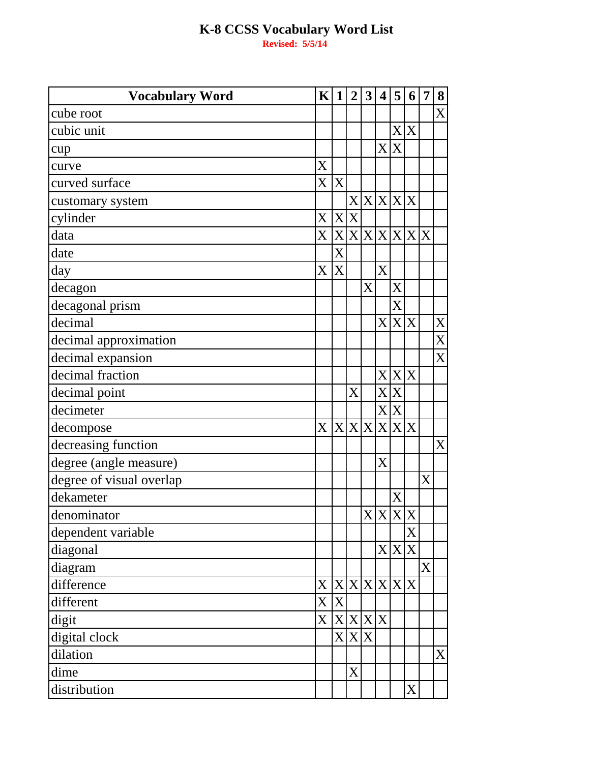# K-8 CCSS Vocabulary Word List

**Revised: 5/5/14**

| Vocabulary Word | K | 1 | 2 | 3 | 4 | 5 | 6 | 7 | 8 |
|---|---|---|---|---|---|---|---|---|---|
| cube root | | | | | | | | | X |
| cubic unit | | | | | | X | X | | |
| cup | | | | | X | X | | | |
| curve | X | | | | | | | | |
| curved surface | X | X | | | | | | | |
| customary system | | | X | X | X | X | X | | |
| cylinder | X | X | X | | | | | | |
| data | X | X | X | X | X | X | X | X | |
| date | | X | | | | | | | |
| day | X | X | | | X | | | | |
| decagon | | | | X | | X | | | |
| decagonal prism | | | | | | X | | | |
| decimal | | | | | X | X | X | | X |
| decimal approximation | | | | | | | | | X |
| decimal expansion | | | | | | | | | X |
| decimal fraction | | | | | X | X | X | | |
| decimal point | | | X | | X | X | | | |
| decimeter | | | | | X | X | | | |
| decompose | X | X | X | X | X | X | X | | |
| decreasing function | | | | | | | | | X |
| degree (angle measure) | | | | | X | | | | |
| degree of visual overlap | | | | | | | | X | |
| dekameter | | | | | | X | | | |
| denominator | | | | X | X | X | X | | |
| dependent variable | | | | | | | X | | |
| diagonal | | | | | X | X | X | | |
| diagram | | | | | | | | X | |
| difference | X | X | X | X | X | X | X | | |
| different | X | X | | | | | | | |
| digit | X | X | X | X | X | | | | |
| digital clock | | X | X | X | | | | | |
| dilation | | | | | | | | | X |
| dime | | | X | | | | | | |
| distribution | | | | | | | X | | |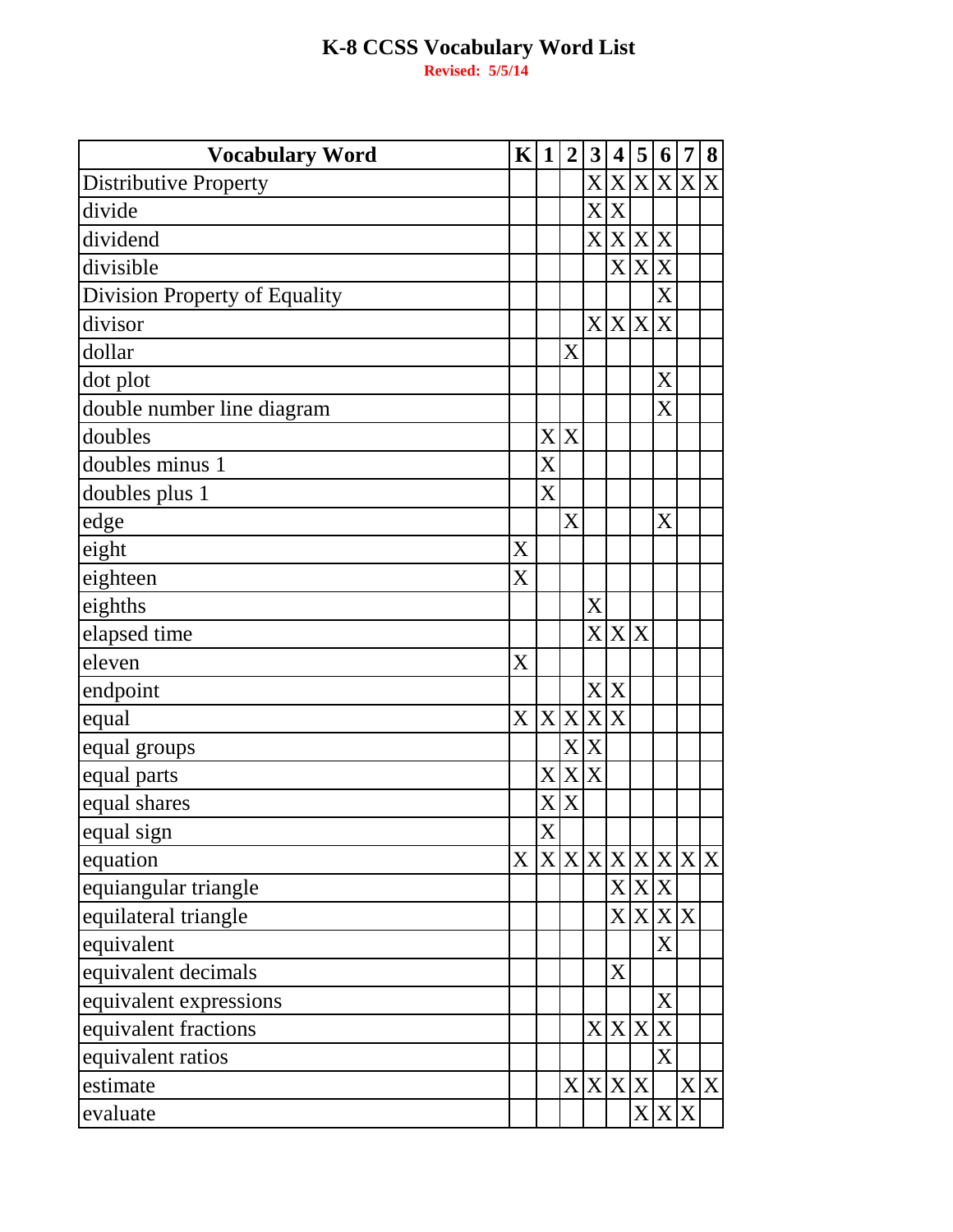# K-8 CCSS Vocabulary Word List

**Revised: 5/5/14**

| Vocabulary Word | K | 1 | 2 | 3 | 4 | 5 | 6 | 7 | 8 |
|---|---|---|---|---|---|---|---|---|---|
| Distributive Property | | | | X | X | X | X | X | X |
| divide | | | | X | X | | | | |
| dividend | | | | X | X | X | X | | |
| divisible | | | | | X | X | X | | |
| Division Property of Equality | | | | | | | X | | |
| divisor | | | | X | X | X | X | | |
| dollar | | | X | | | | | | |
| dot plot | | | | | | | X | | |
| double number line diagram | | | | | | | X | | |
| doubles | | X | X | | | | | | |
| doubles minus 1 | | X | | | | | | | |
| doubles plus 1 | | X | | | | | | | |
| edge | | | X | | | | X | | |
| eight | X | | | | | | | | |
| eighteen | X | | | | | | | | |
| eighths | | | | X | | | | | |
| elapsed time | | | | X | X | X | | | |
| eleven | X | | | | | | | | |
| endpoint | | | | X | X | | | | |
| equal | X | X | X | X | X | | | | |
| equal groups | | | X | X | | | | | |
| equal parts | | X | X | X | | | | | |
| equal shares | | X | X | | | | | | |
| equal sign | | X | | | | | | | |
| equation | X | X | X | X | X | X | X | X | X |
| equiangular triangle | | | | | X | X | X | | |
| equilateral triangle | | | | | X | X | X | X | |
| equivalent | | | | | | | X | | |
| equivalent decimals | | | | | X | | | | |
| equivalent expressions | | | | | | | X | | |
| equivalent fractions | | | | X | X | X | X | | |
| equivalent ratios | | | | | | | X | | |
| estimate | | | X | X | X | X | | X | X |
| evaluate | | | | | | X | X | X | |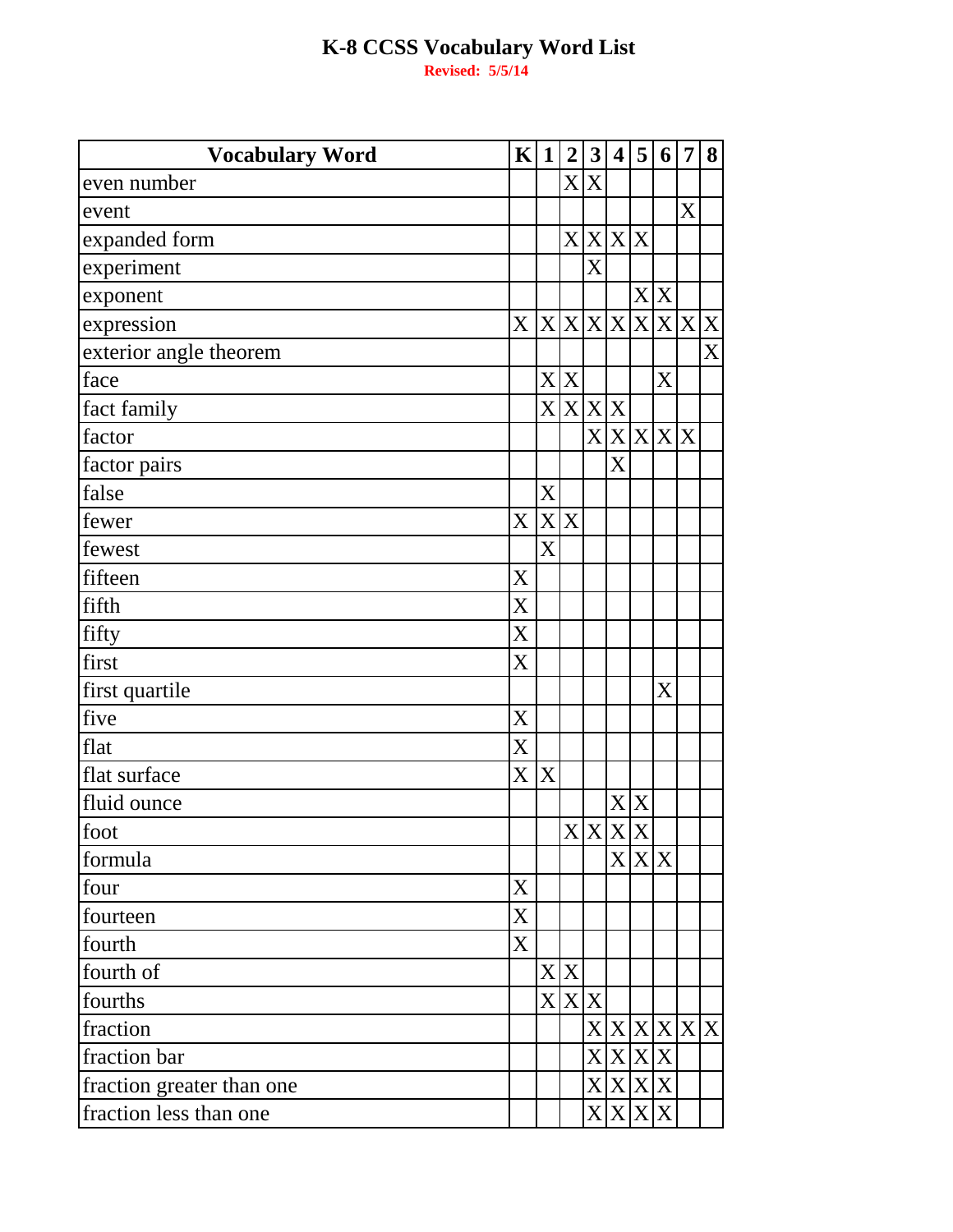# K-8 CCSS Vocabulary Word List

**Revised: 5/5/14**

| Vocabulary Word | K | 1 | 2 | 3 | 4 | 5 | 6 | 7 | 8 |
|---|---|---|---|---|---|---|---|---|---|
| even number | | | X | X | | | | | |
| event | | | | | | | | X | |
| expanded form | | | X | X | X | X | | | |
| experiment | | | | X | | | | | |
| exponent | | | | | | X | X | | |
| expression | X | X | X | X | X | X | X | X | X |
| exterior angle theorem | | | | | | | | | X |
| face | | X | X | | | | X | | |
| fact family | | X | X | X | X | | | | |
| factor | | | | X | X | X | X | X | |
| factor pairs | | | | | X | | | | |
| false | | X | | | | | | | |
| fewer | X | X | X | | | | | | |
| fewest | | X | | | | | | | |
| fifteen | X | | | | | | | | |
| fifth | X | | | | | | | | |
| fifty | X | | | | | | | | |
| first | X | | | | | | | | |
| first quartile | | | | | | | X | | |
| five | X | | | | | | | | |
| flat | X | | | | | | | | |
| flat surface | X | X | | | | | | | |
| fluid ounce | | | | | X | X | | | |
| foot | | | X | X | X | X | | | |
| formula | | | | | X | X | X | | |
| four | X | | | | | | | | |
| fourteen | X | | | | | | | | |
| fourth | X | | | | | | | | |
| fourth of | | X | X | | | | | | |
| fourths | | X | X | X | | | | | |
| fraction | | | | X | X | X | X | X | X |
| fraction bar | | | | X | X | X | X | | |
| fraction greater than one | | | | X | X | X | X | | |
| fraction less than one | | | | X | X | X | X | | |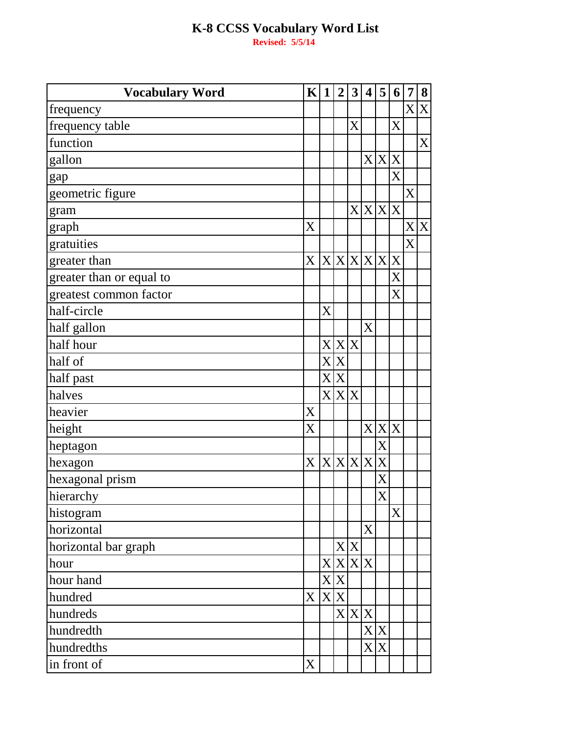# K-8 CCSS Vocabulary Word List

**Revised: 5/5/14**

| Vocabulary Word | K | 1 | 2 | 3 | 4 | 5 | 6 | 7 | 8 |
|---|---|---|---|---|---|---|---|---|---|
| frequency | | | | | | | | X | X |
| frequency table | | | | X | | | X | | |
| function | | | | | | | | | X |
| gallon | | | | | X | X | X | | |
| gap | | | | | | | X | | |
| geometric figure | | | | | | | | X | |
| gram | | | | X | X | X | X | | |
| graph | X | | | | | | | X | X |
| gratuities | | | | | | | | X | |
| greater than | X | X | X | X | X | X | X | | |
| greater than or equal to | | | | | | | X | | |
| greatest common factor | | | | | | | X | | |
| half-circle | | X | | | | | | | |
| half gallon | | | | | X | | | | |
| half hour | | X | X | X | | | | | |
| half of | | X | X | | | | | | |
| half past | | X | X | | | | | | |
| halves | | X | X | X | | | | | |
| heavier | X | | | | | | | | |
| height | X | | | | X | X | X | | |
| heptagon | | | | | | X | | | |
| hexagon | X | X | X | X | X | X | | | |
| hexagonal prism | | | | | | X | | | |
| hierarchy | | | | | | X | | | |
| histogram | | | | | | | X | | |
| horizontal | | | | | X | | | | |
| horizontal bar graph | | | X | X | | | | | |
| hour | | X | X | X | X | | | | |
| hour hand | | X | X | | | | | | |
| hundred | X | X | X | | | | | | |
| hundreds | | | X | X | X | | | | |
| hundredth | | | | | X | X | | | |
| hundredths | | | | | X | X | | | |
| in front of | X | | | | | | | | |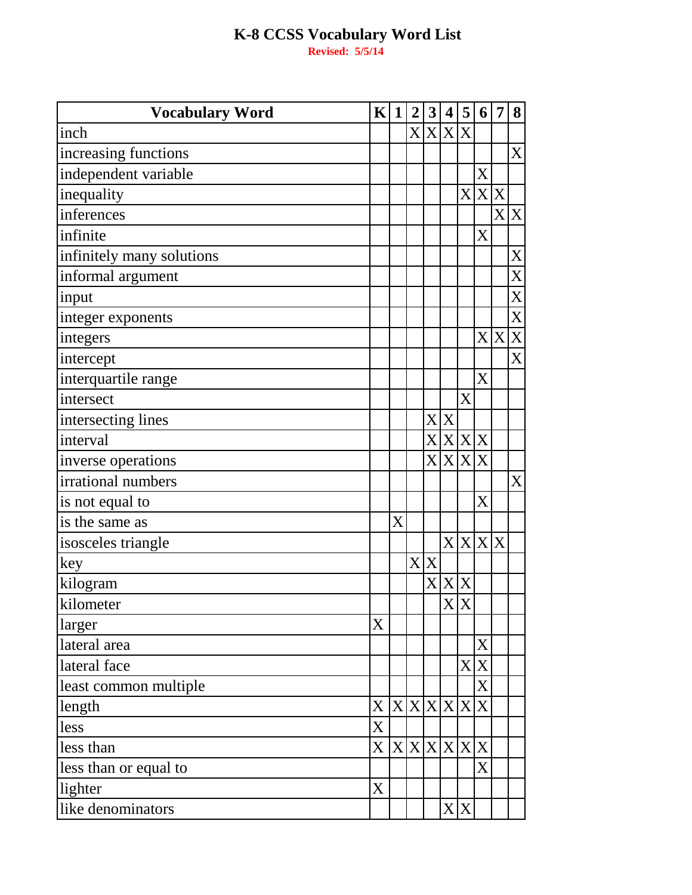# K-8 CCSS Vocabulary Word List

**Revised: 5/5/14**

| Vocabulary Word | K | 1 | 2 | 3 | 4 | 5 | 6 | 7 | 8 |
|---|---|---|---|---|---|---|---|---|---|
| inch | | | X | X | X | X | | | |
| increasing functions | | | | | | | | | X |
| independent variable | | | | | | | X | | |
| inequality | | | | | | X | X | X | |
| inferences | | | | | | | | X | X |
| infinite | | | | | | | X | | |
| infinitely many solutions | | | | | | | | | X |
| informal argument | | | | | | | | | X |
| input | | | | | | | | | X |
| integer exponents | | | | | | | | | X |
| integers | | | | | | | X | X | X |
| intercept | | | | | | | | | X |
| interquartile range | | | | | | | X | | |
| intersect | | | | | | X | | | |
| intersecting lines | | | | X | X | | | | |
| interval | | | | X | X | X | X | | |
| inverse operations | | | | X | X | X | X | | |
| irrational numbers | | | | | | | | | X |
| is not equal to | | | | | | | X | | |
| is the same as | | X | | | | | | | |
| isosceles triangle | | | | | X | X | X | X | |
| key | | | X | X | | | | | |
| kilogram | | | | X | X | X | | | |
| kilometer | | | | | X | X | | | |
| larger | X | | | | | | | | |
| lateral area | | | | | | | X | | |
| lateral face | | | | | | X | X | | |
| least common multiple | | | | | | | X | | |
| length | X | X | X | X | X | X | X | | |
| less | X | | | | | | | | |
| less than | X | X | X | X | X | X | X | | |
| less than or equal to | | | | | | | X | | |
| lighter | X | | | | | | | | |
| like denominators | | | | | X | X | | | |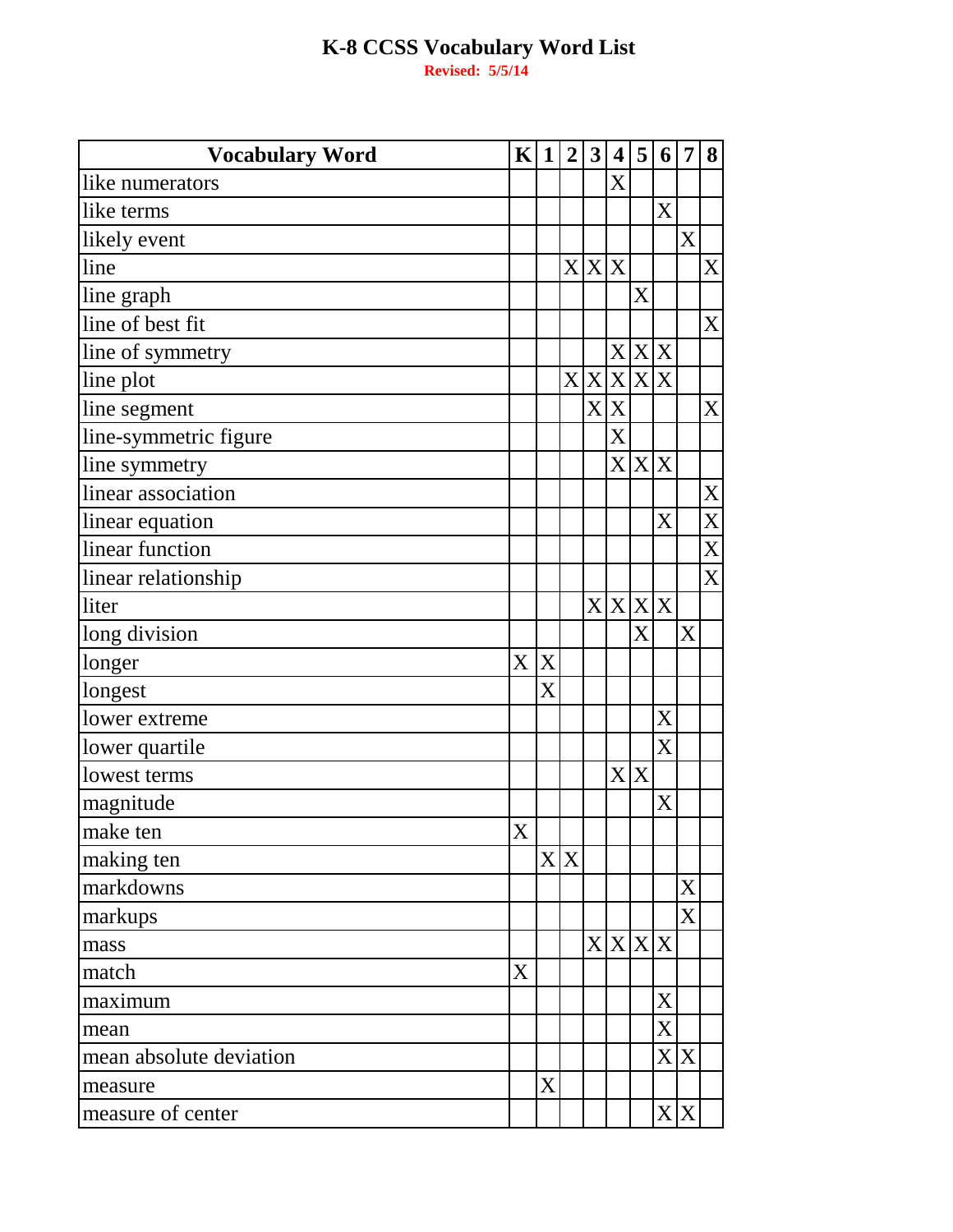# K-8 CCSS Vocabulary Word List

**Revised: 5/5/14**

| Vocabulary Word | K | 1 | 2 | 3 | 4 | 5 | 6 | 7 | 8 |
|---|---|---|---|---|---|---|---|---|---|
| like numerators | | | | | X | | | | |
| like terms | | | | | | | X | | |
| likely event | | | | | | | | X | |
| line | | | X | X | X | | | | X |
| line graph | | | | | | X | | | |
| line of best fit | | | | | | | | | X |
| line of symmetry | | | | | X | X | X | | |
| line plot | | | X | X | X | X | X | | |
| line segment | | | | X | X | | | | X |
| line-symmetric figure | | | | | X | | | | |
| line symmetry | | | | | X | X | X | | |
| linear association | | | | | | | | | X |
| linear equation | | | | | | | X | | X |
| linear function | | | | | | | | | X |
| linear relationship | | | | | | | | | X |
| liter | | | | X | X | X | X | | |
| long division | | | | | | X | | X | |
| longer | X | X | | | | | | | |
| longest | | X | | | | | | | |
| lower extreme | | | | | | | X | | |
| lower quartile | | | | | | | X | | |
| lowest terms | | | | | X | X | | | |
| magnitude | | | | | | | X | | |
| make ten | X | | | | | | | | |
| making ten | | X | X | | | | | | |
| markdowns | | | | | | | | X | |
| markups | | | | | | | | X | |
| mass | | | | X | X | X | X | | |
| match | X | | | | | | | | |
| maximum | | | | | | | X | | |
| mean | | | | | | | X | | |
| mean absolute deviation | | | | | | | X | X | |
| measure | | X | | | | | | | |
| measure of center | | | | | | | X | X | |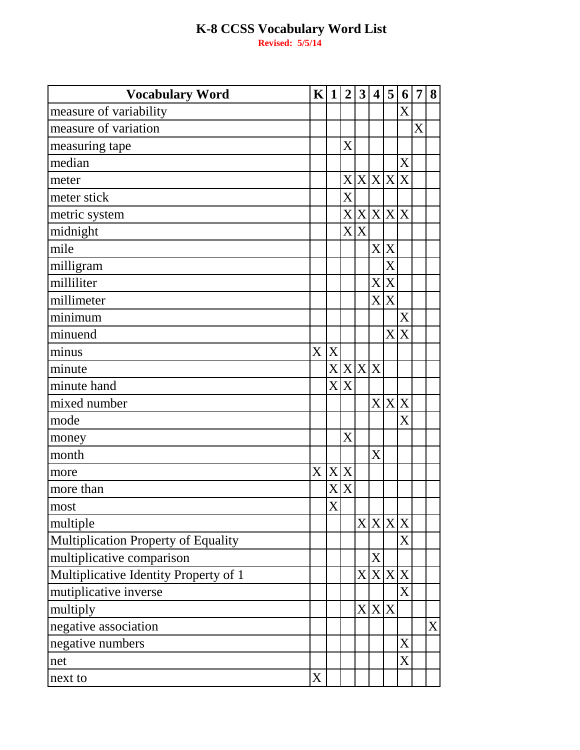# K-8 CCSS Vocabulary Word List

**Revised: 5/5/14**

| Vocabulary Word | K | 1 | 2 | 3 | 4 | 5 | 6 | 7 | 8 |
|---|---|---|---|---|---|---|---|---|---|
| measure of variability | | | | | | | X | | |
| measure of variation | | | | | | | | X | |
| measuring tape | | | X | | | | | | |
| median | | | | | | | X | | |
| meter | | | X | X | X | X | X | | |
| meter stick | | | X | | | | | | |
| metric system | | | X | X | X | X | X | | |
| midnight | | | X | X | | | | | |
| mile | | | | | X | X | | | |
| milligram | | | | | | X | | | |
| milliliter | | | | | X | X | | | |
| millimeter | | | | | X | X | | | |
| minimum | | | | | | | X | | |
| minuend | | | | | | X | X | | |
| minus | X | X | | | | | | | |
| minute | | X | X | X | X | | | | |
| minute hand | | X | X | | | | | | |
| mixed number | | | | | X | X | X | | |
| mode | | | | | | | X | | |
| money | | | X | | | | | | |
| month | | | | | X | | | | |
| more | X | X | X | | | | | | |
| more than | | X | X | | | | | | |
| most | | X | | | | | | | |
| multiple | | | | X | X | X | X | | |
| Multiplication Property of Equality | | | | | | | X | | |
| multiplicative comparison | | | | | X | | | | |
| Multiplicative Identity Property of 1 | | | | X | X | X | X | | |
| mutiplicative inverse | | | | | | | X | | |
| multiply | | | | X | X | X | | | |
| negative association | | | | | | | | | X |
| negative numbers | | | | | | | X | | |
| net | | | | | | | X | | |
| next to | X | | | | | | | | |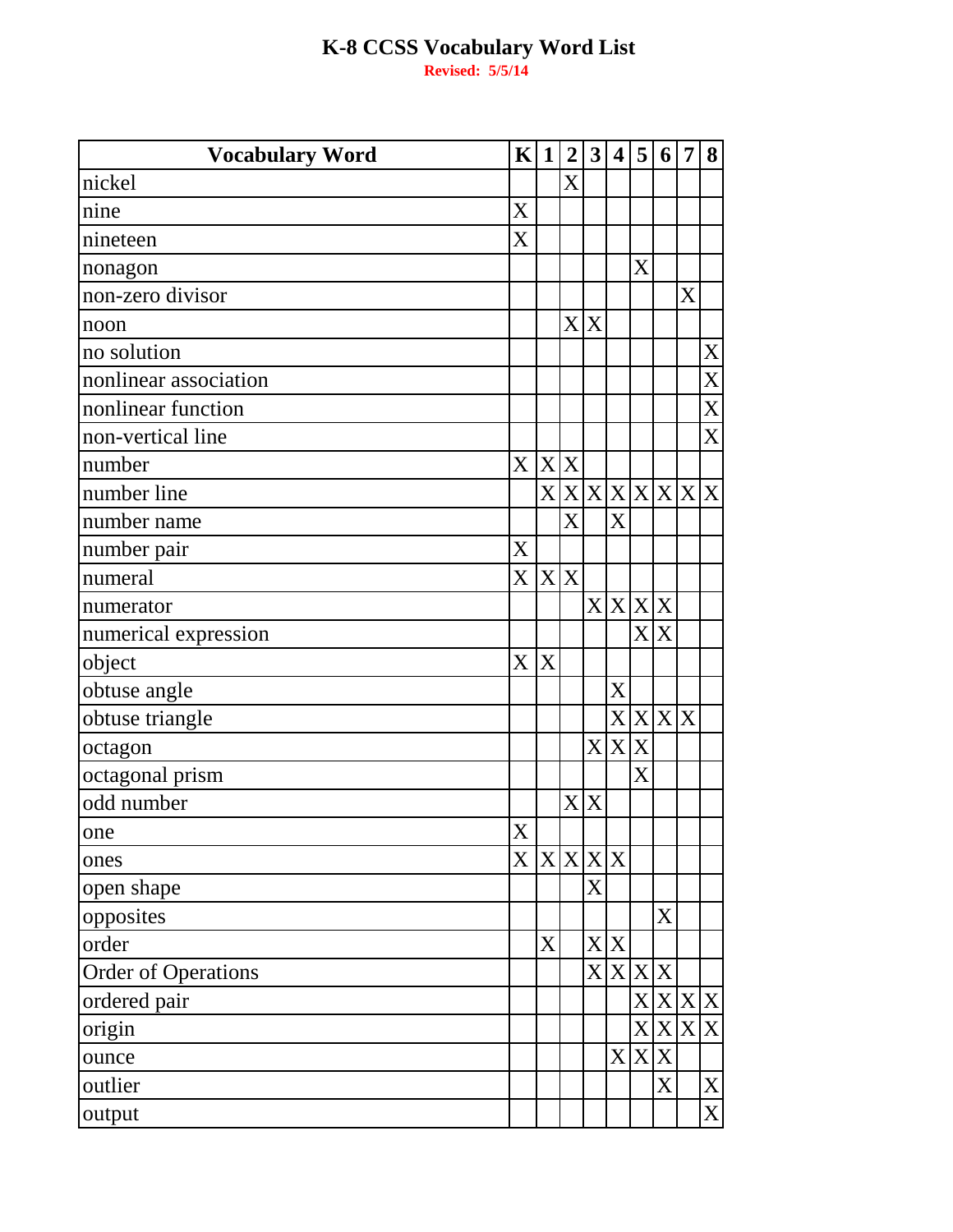# K-8 CCSS Vocabulary Word List

**Revised: 5/5/14**

| Vocabulary Word | K | 1 | 2 | 3 | 4 | 5 | 6 | 7 | 8 |
|---|---|---|---|---|---|---|---|---|---|
| nickel | | | X | | | | | | |
| nine | X | | | | | | | | |
| nineteen | X | | | | | | | | |
| nonagon | | | | | | X | | | |
| non-zero divisor | | | | | | | | X | |
| noon | | | X | X | | | | | |
| no solution | | | | | | | | | X |
| nonlinear association | | | | | | | | | X |
| nonlinear function | | | | | | | | | X |
| non-vertical line | | | | | | | | | X |
| number | X | X | X | | | | | | |
| number line | | X | X | X | X | X | X | X | X |
| number name | | | X | | X | | | | |
| number pair | X | | | | | | | | |
| numeral | X | X | X | | | | | | |
| numerator | | | | X | X | X | X | | |
| numerical expression | | | | | | X | X | | |
| object | X | X | | | | | | | |
| obtuse angle | | | | | X | | | | |
| obtuse triangle | | | | | X | X | X | X | |
| octagon | | | | X | X | X | | | |
| octagonal prism | | | | | | X | | | |
| odd number | | | X | X | | | | | |
| one | X | | | | | | | | |
| ones | X | X | X | X | X | | | | |
| open shape | | | | X | | | | | |
| opposites | | | | | | | X | | |
| order | | X | | X | X | | | | |
| Order of Operations | | | | X | X | X | X | | |
| ordered pair | | | | | | X | X | X | X |
| origin | | | | | | X | X | X | X |
| ounce | | | | | X | X | X | | |
| outlier | | | | | | | X | | X |
| output | | | | | | | | | X |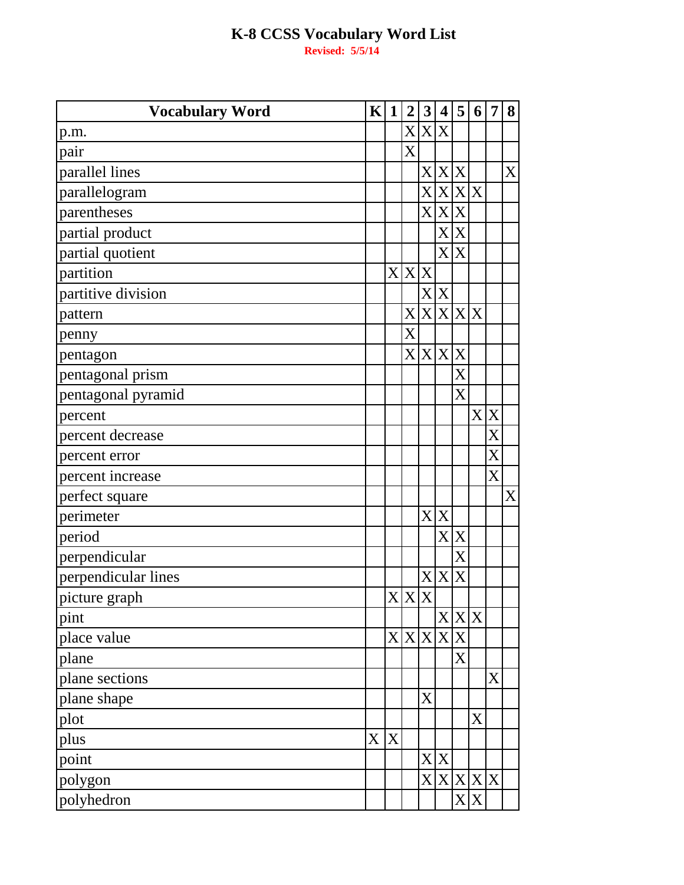# K-8 CCSS Vocabulary Word List

**Revised: 5/5/14**

| Vocabulary Word | K | 1 | 2 | 3 | 4 | 5 | 6 | 7 | 8 |
|---|---|---|---|---|---|---|---|---|---|
| p.m. | | | X | X | X | | | | |
| pair | | | X | | | | | | |
| parallel lines | | | | X | X | X | | | X |
| parallelogram | | | | X | X | X | X | | |
| parentheses | | | | X | X | X | | | |
| partial product | | | | | X | X | | | |
| partial quotient | | | | | X | X | | | |
| partition | | X | X | X | | | | | |
| partitive division | | | | X | X | | | | |
| pattern | | | X | X | X | X | X | | |
| penny | | | X | | | | | | |
| pentagon | | | X | X | X | X | | | |
| pentagonal prism | | | | | | X | | | |
| pentagonal pyramid | | | | | | X | | | |
| percent | | | | | | | X | X | |
| percent decrease | | | | | | | | X | |
| percent error | | | | | | | | X | |
| percent increase | | | | | | | | X | |
| perfect square | | | | | | | | | X |
| perimeter | | | | X | X | | | | |
| period | | | | | X | X | | | |
| perpendicular | | | | | | X | | | |
| perpendicular lines | | | | X | X | X | | | |
| picture graph | | X | X | X | | | | | |
| pint | | | | | X | X | X | | |
| place value | | X | X | X | X | X | | | |
| plane | | | | | | X | | | |
| plane sections | | | | | | | | X | |
| plane shape | | | | X | | | | | |
| plot | | | | | | | X | | |
| plus | X | X | | | | | | | |
| point | | | | X | X | | | | |
| polygon | | | | X | X | X | X | X | |
| polyhedron | | | | | | X | X | | |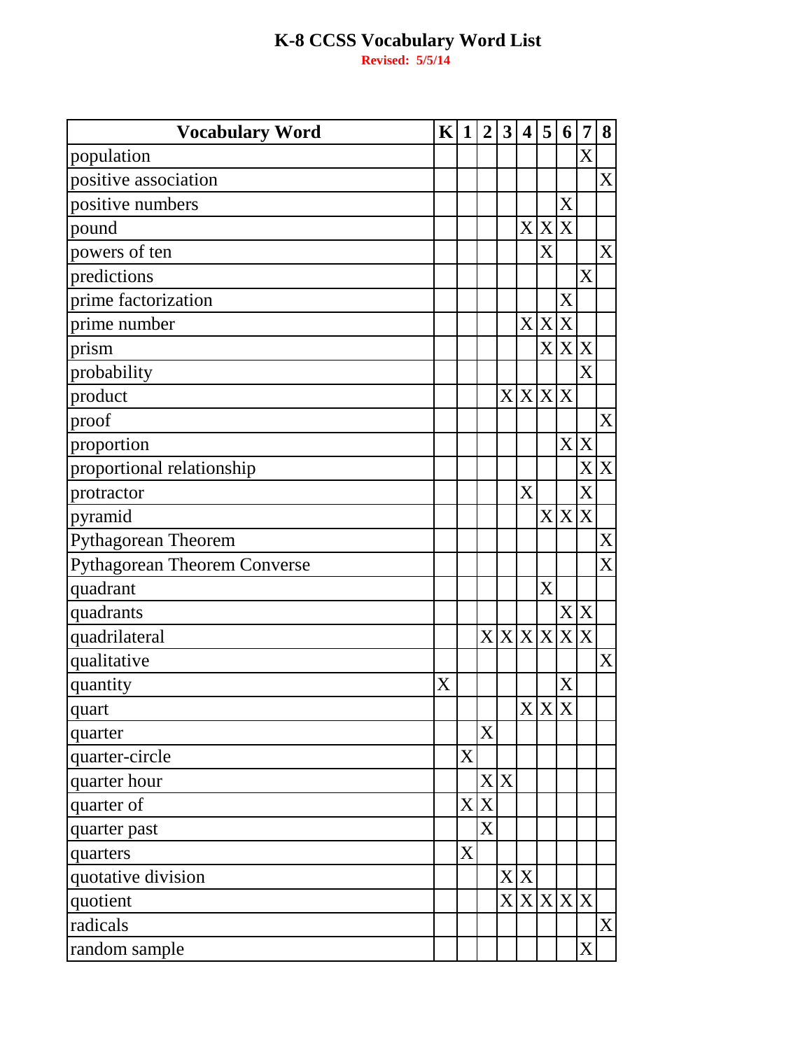# K-8 CCSS Vocabulary Word List

**Revised: 5/5/14**

| Vocabulary Word | K | 1 | 2 | 3 | 4 | 5 | 6 | 7 | 8 |
|---|---|---|---|---|---|---|---|---|---|
| population | | | | | | | | X | |
| positive association | | | | | | | | | X |
| positive numbers | | | | | | | X | | |
| pound | | | | | X | X | X | | |
| powers of ten | | | | | | X | | | X |
| predictions | | | | | | | | X | |
| prime factorization | | | | | | | X | | |
| prime number | | | | | X | X | X | | |
| prism | | | | | | X | X | X | |
| probability | | | | | | | | X | |
| product | | | | X | X | X | X | | |
| proof | | | | | | | | | X |
| proportion | | | | | | | X | X | |
| proportional relationship | | | | | | | | X | X |
| protractor | | | | | X | | | X | |
| pyramid | | | | | | X | X | X | |
| Pythagorean Theorem | | | | | | | | | X |
| Pythagorean Theorem Converse | | | | | | | | | X |
| quadrant | | | | | | X | | | |
| quadrants | | | | | | | X | X | |
| quadrilateral | | | X | X | X | X | X | X | |
| qualitative | | | | | | | | | X |
| quantity | X | | | | | | X | | |
| quart | | | | | X | X | X | | |
| quarter | | | X | | | | | | |
| quarter-circle | | X | | | | | | | |
| quarter hour | | | X | X | | | | | |
| quarter of | | X | X | | | | | | |
| quarter past | | | X | | | | | | |
| quarters | | X | | | | | | | |
| quotative division | | | | X | X | | | | |
| quotient | | | | X | X | X | X | X | |
| radicals | | | | | | | | | X |
| random sample | | | | | | | | X | |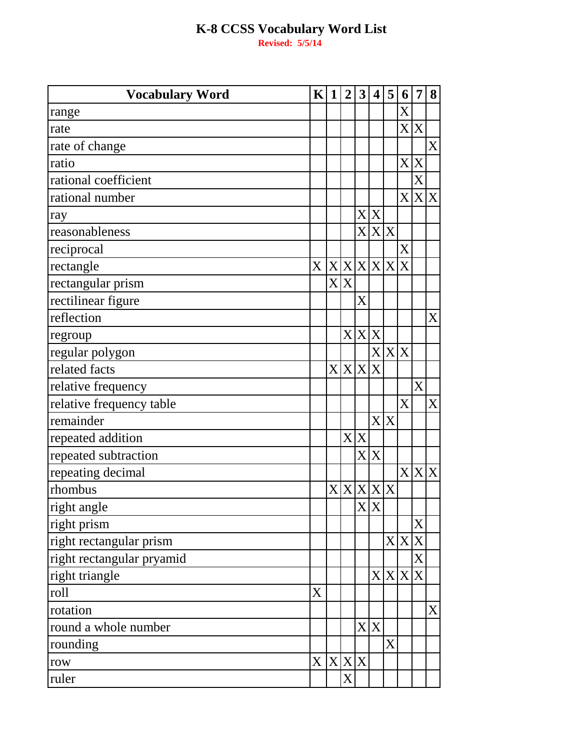# K-8 CCSS Vocabulary Word List

**Revised: 5/5/14**

| Vocabulary Word | K | 1 | 2 | 3 | 4 | 5 | 6 | 7 | 8 |
|---|---|---|---|---|---|---|---|---|---|
| range | | | | | | | X | | |
| rate | | | | | | | X | X | |
| rate of change | | | | | | | | | X |
| ratio | | | | | | | X | X | |
| rational coefficient | | | | | | | | X | |
| rational number | | | | | | | X | X | X |
| ray | | | | X | X | | | | |
| reasonableness | | | | X | X | X | | | |
| reciprocal | | | | | | | X | | |
| rectangle | X | X | X | X | X | X | X | | |
| rectangular prism | | X | X | | | | | | |
| rectilinear figure | | | | X | | | | | |
| reflection | | | | | | | | | X |
| regroup | | | X | X | X | | | | |
| regular polygon | | | | | X | X | X | | |
| related facts | | X | X | X | X | | | | |
| relative frequency | | | | | | | | X | |
| relative frequency table | | | | | | | X | | X |
| remainder | | | | | X | X | | | |
| repeated addition | | | X | X | | | | | |
| repeated subtraction | | | | X | X | | | | |
| repeating decimal | | | | | | | X | X | X |
| rhombus | | X | X | X | X | X | | | |
| right angle | | | | X | X | | | | |
| right prism | | | | | | | | X | |
| right rectangular prism | | | | | | X | X | X | |
| right rectangular pryamid | | | | | | | | X | |
| right triangle | | | | | X | X | X | X | |
| roll | X | | | | | | | | |
| rotation | | | | | | | | | X |
| round a whole number | | | | X | X | | | | |
| rounding | | | | | | X | | | |
| row | X | X | X | X | | | | | |
| ruler | | | X | | | | | | |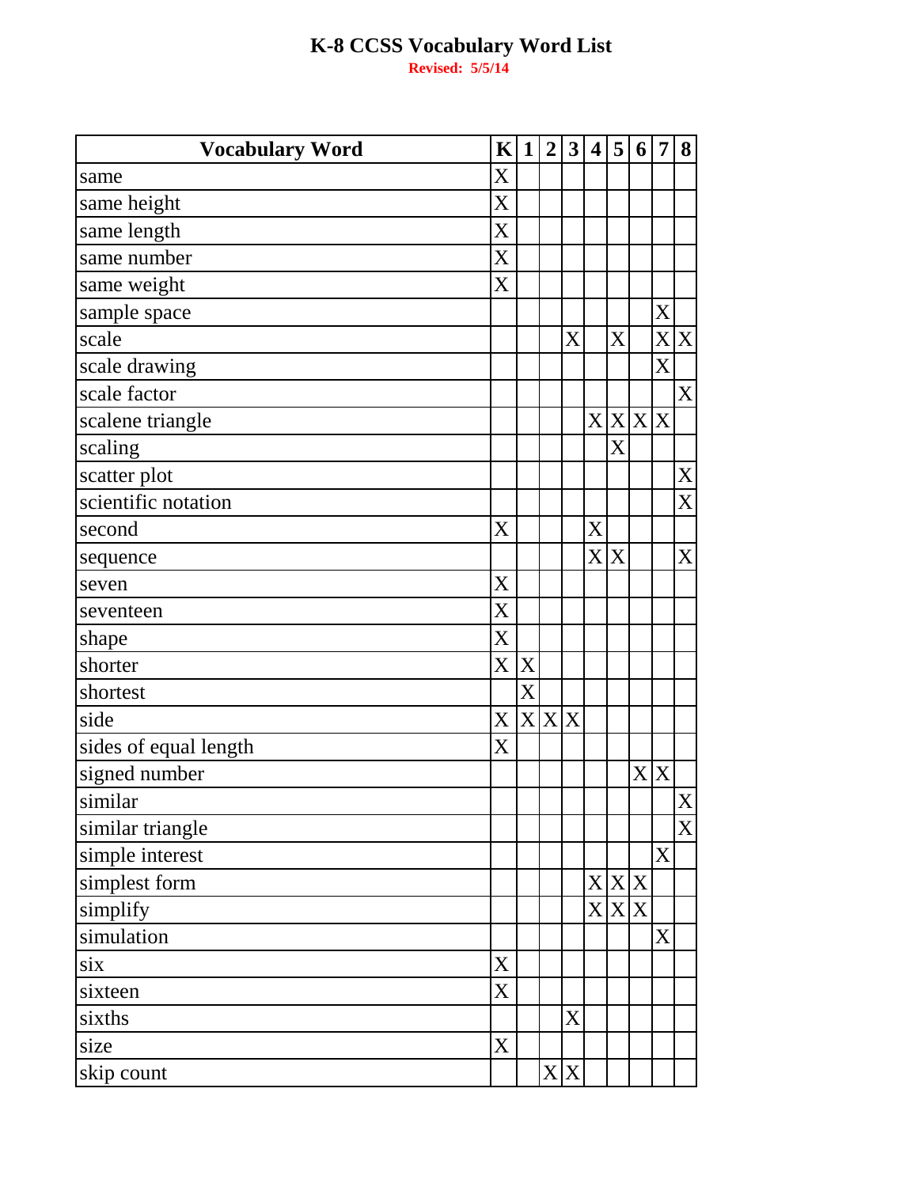# K-8 CCSS Vocabulary Word List

**Revised: 5/5/14**

| Vocabulary Word | K | 1 | 2 | 3 | 4 | 5 | 6 | 7 | 8 |
|---|---|---|---|---|---|---|---|---|---|
| same | X | | | | | | | | |
| same height | X | | | | | | | | |
| same length | X | | | | | | | | |
| same number | X | | | | | | | | |
| same weight | X | | | | | | | | |
| sample space | | | | | | | | X | |
| scale | | | | X | | X | | X | X |
| scale drawing | | | | | | | | X | |
| scale factor | | | | | | | | | X |
| scalene triangle | | | | | X | X | X | X | |
| scaling | | | | | | X | | | |
| scatter plot | | | | | | | | | X |
| scientific notation | | | | | | | | | X |
| second | X | | | | X | | | | |
| sequence | | | | | X | X | | | X |
| seven | X | | | | | | | | |
| seventeen | X | | | | | | | | |
| shape | X | | | | | | | | |
| shorter | X | X | | | | | | | |
| shortest | | X | | | | | | | |
| side | X | X | X | X | | | | | |
| sides of equal length | X | | | | | | | | |
| signed number | | | | | | | X | X | |
| similar | | | | | | | | | X |
| similar triangle | | | | | | | | | X |
| simple interest | | | | | | | | X | |
| simplest form | | | | | X | X | X | | |
| simplify | | | | | X | X | X | | |
| simulation | | | | | | | | X | |
| six | X | | | | | | | | |
| sixteen | X | | | | | | | | |
| sixths | | | | X | | | | | |
| size | X | | | | | | | | |
| skip count | | | X | X | | | | | |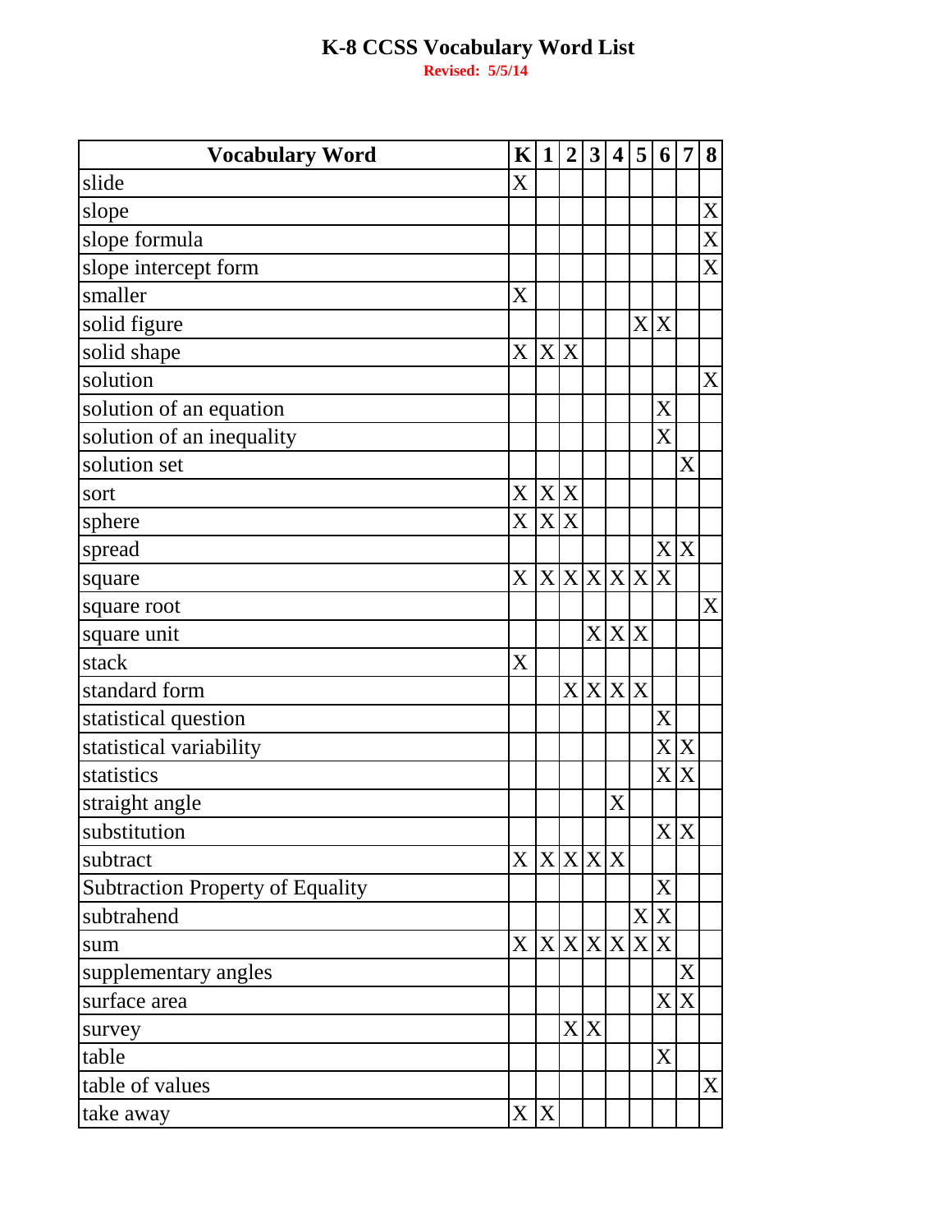# K-8 CCSS Vocabulary Word List

**Revised: 5/5/14**

| Vocabulary Word | K | 1 | 2 | 3 | 4 | 5 | 6 | 7 | 8 |
|---|---|---|---|---|---|---|---|---|---|
| slide | X | | | | | | | | |
| slope | | | | | | | | | X |
| slope formula | | | | | | | | | X |
| slope intercept form | | | | | | | | | X |
| smaller | X | | | | | | | | |
| solid figure | | | | | | X | X | | |
| solid shape | X | X | X | | | | | | |
| solution | | | | | | | | | X |
| solution of an equation | | | | | | | X | | |
| solution of an inequality | | | | | | | X | | |
| solution set | | | | | | | | X | |
| sort | X | X | X | | | | | | |
| sphere | X | X | X | | | | | | |
| spread | | | | | | | X | X | |
| square | X | X | X | X | X | X | X | | |
| square root | | | | | | | | | X |
| square unit | | | | X | X | X | | | |
| stack | X | | | | | | | | |
| standard form | | | X | X | X | X | | | |
| statistical question | | | | | | | X | | |
| statistical variability | | | | | | | X | X | |
| statistics | | | | | | | X | X | |
| straight angle | | | | | X | | | | |
| substitution | | | | | | | X | X | |
| subtract | X | X | X | X | X | | | | |
| Subtraction Property of Equality | | | | | | | X | | |
| subtrahend | | | | | | X | X | | |
| sum | X | X | X | X | X | X | X | | |
| supplementary angles | | | | | | | | X | |
| surface area | | | | | | | X | X | |
| survey | | | X | X | | | | | |
| table | | | | | | | X | | |
| table of values | | | | | | | | | X |
| take away | X | X | | | | | | | |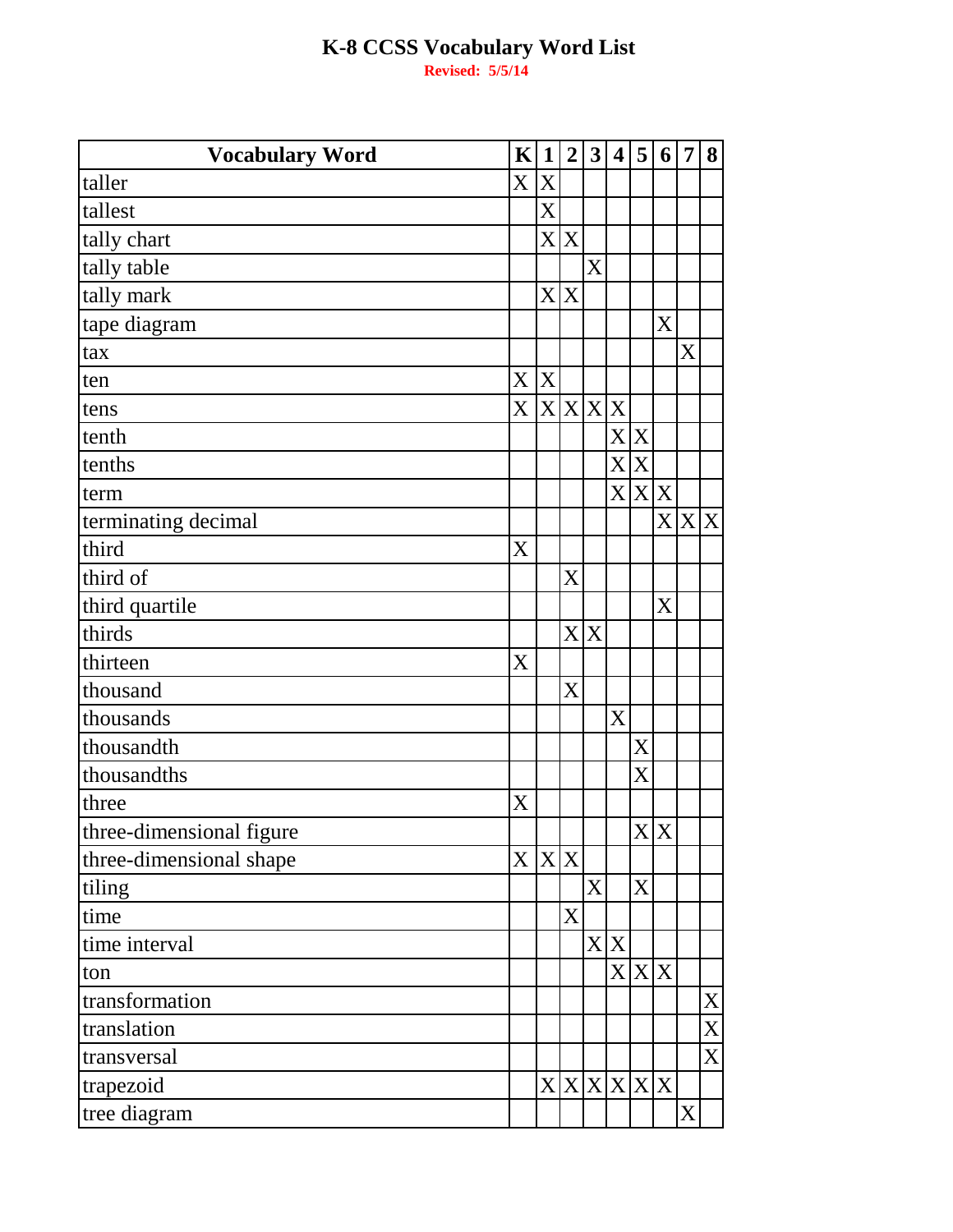# K-8 CCSS Vocabulary Word List

**Revised: 5/5/14**

| Vocabulary Word | K | 1 | 2 | 3 | 4 | 5 | 6 | 7 | 8 |
|---|---|---|---|---|---|---|---|---|---|
| taller | X | X | | | | | | | |
| tallest | | X | | | | | | | |
| tally chart | | X | X | | | | | | |
| tally table | | | | X | | | | | |
| tally mark | | X | X | | | | | | |
| tape diagram | | | | | | | X | | |
| tax | | | | | | | | X | |
| ten | X | X | | | | | | | |
| tens | X | X | X | X | X | | | | |
| tenth | | | | | X | X | | | |
| tenths | | | | | X | X | | | |
| term | | | | | X | X | X | | |
| terminating decimal | | | | | | | X | X | X |
| third | X | | | | | | | | |
| third of | | | X | | | | | | |
| third quartile | | | | | | | X | | |
| thirds | | | X | X | | | | | |
| thirteen | X | | | | | | | | |
| thousand | | | X | | | | | | |
| thousands | | | | | X | | | | |
| thousandth | | | | | | X | | | |
| thousandths | | | | | | X | | | |
| three | X | | | | | | | | |
| three-dimensional figure | | | | | | X | X | | |
| three-dimensional shape | X | X | X | | | | | | |
| tiling | | | | X | | X | | | |
| time | | | X | | | | | | |
| time interval | | | | X | X | | | | |
| ton | | | | | X | X | X | | |
| transformation | | | | | | | | | X |
| translation | | | | | | | | | X |
| transversal | | | | | | | | | X |
| trapezoid | | X | X | X | X | X | X | | |
| tree diagram | | | | | | | | X | |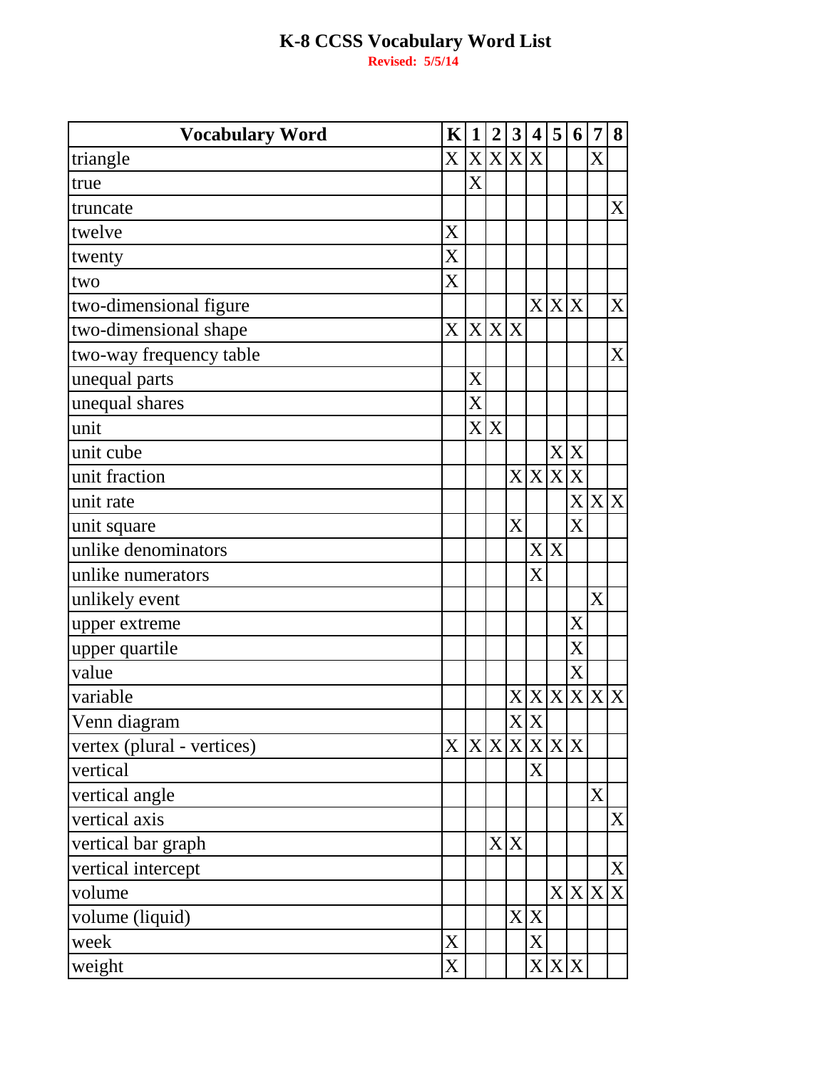# K-8 CCSS Vocabulary Word List

**Revised: 5/5/14**

| Vocabulary Word | K | 1 | 2 | 3 | 4 | 5 | 6 | 7 | 8 |
|---|---|---|---|---|---|---|---|---|---|
| triangle | X | X | X | X | X | | | X | |
| true | | X | | | | | | | |
| truncate | | | | | | | | | X |
| twelve | X | | | | | | | | |
| twenty | X | | | | | | | | |
| two | X | | | | | | | | |
| two-dimensional figure | | | | | X | X | X | | X |
| two-dimensional shape | X | X | X | X | | | | | |
| two-way frequency table | | | | | | | | | X |
| unequal parts | | X | | | | | | | |
| unequal shares | | X | | | | | | | |
| unit | | X | X | | | | | | |
| unit cube | | | | | | X | X | | |
| unit fraction | | | | X | X | X | X | | |
| unit rate | | | | | | | X | X | X |
| unit square | | | | X | | | X | | |
| unlike denominators | | | | | X | X | | | |
| unlike numerators | | | | | X | | | | |
| unlikely event | | | | | | | | X | |
| upper extreme | | | | | | | X | | |
| upper quartile | | | | | | | X | | |
| value | | | | | | | X | | |
| variable | | | | X | X | X | X | X | X |
| Venn diagram | | | | X | X | | | | |
| vertex (plural - vertices) | X | X | X | X | X | X | X | | |
| vertical | | | | | X | | | | |
| vertical angle | | | | | | | | X | |
| vertical axis | | | | | | | | | X |
| vertical bar graph | | | X | X | | | | | |
| vertical intercept | | | | | | | | | X |
| volume | | | | | | X | X | X | X |
| volume (liquid) | | | | X | X | | | | |
| week | X | | | | X | | | | |
| weight | X | | | | X | X | X | | |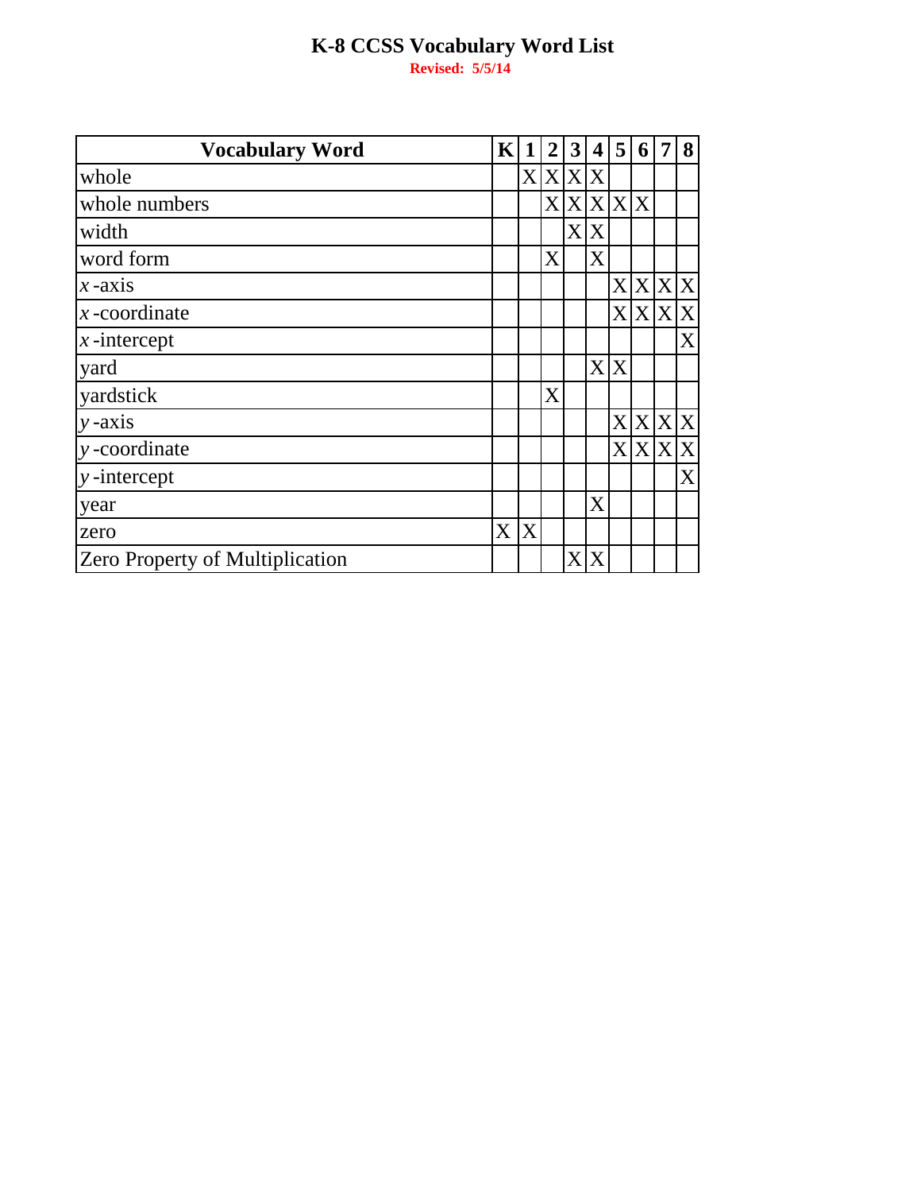# K-8 CCSS Vocabulary Word List

**Revised: 5/5/14**

| Vocabulary Word | K | 1 | 2 | 3 | 4 | 5 | 6 | 7 | 8 |
|---|---|---|---|---|---|---|---|---|---|
| whole | | X | X | X | X | | | | |
| whole numbers | | | X | X | X | X | X | | |
| width | | | | X | X | | | | |
| word form | | | X | | X | | | | |
| $x$-axis | | | | | | X | X | X | X |
| $x$-coordinate | | | | | | X | X | X | X |
| $x$-intercept | | | | | | | | | X |
| yard | | | | | X | X | | | |
| yardstick | | | X | | | | | | |
| $y$-axis | | | | | | X | X | X | X |
| $y$-coordinate | | | | | | X | X | X | X |
| $y$-intercept | | | | | | | | | X |
| year | | | | | X | | | | |
| zero | X | X | | | | | | | |
| Zero Property of Multiplication | | | | X | X | | | | |